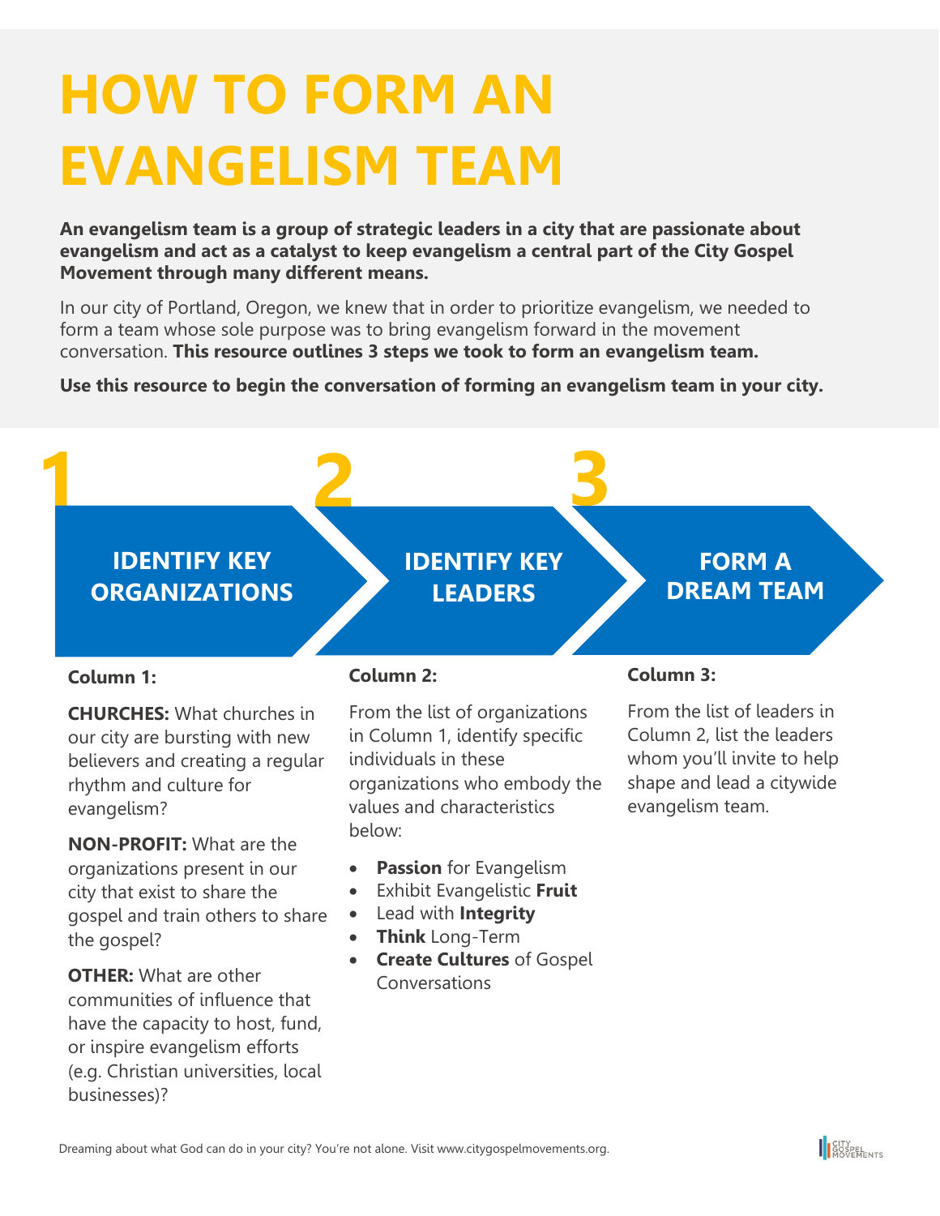# HOW TO FORM AN EVANGELISM TEAM

**An evangelism team is a group of strategic leaders in a city that are passionate about evangelism and act as a catalyst to keep evangelism a central part of the City Gospel Movement through many different means.**

In our city of Portland, Oregon, we knew that in order to prioritize evangelism, we needed to form a team whose sole purpose was to bring evangelism forward in the movement conversation. **This resource outlines 3 steps we took to form an evangelism team.**

**Use this resource to begin the conversation of forming an evangelism team in your city.**

## 1 IDENTIFY KEY ORGANIZATIONS

**Column 1:**

**CHURCHES:** What churches in our city are bursting with new believers and creating a regular rhythm and culture for evangelism?

**NON-PROFIT:** What are the organizations present in our city that exist to share the gospel and train others to share the gospel?

**OTHER:** What are other communities of influence that have the capacity to host, fund, or inspire evangelism efforts (e.g. Christian universities, local businesses)?

## 2 IDENTIFY KEY LEADERS

**Column 2:**

From the list of organizations in Column 1, identify specific individuals in these organizations who embody the values and characteristics below:

- **Passion** for Evangelism
- Exhibit Evangelistic **Fruit**
- Lead with **Integrity**
- **Think** Long-Term
- **Create Cultures** of Gospel Conversations

## 3 FORM A DREAM TEAM

**Column 3:**

From the list of leaders in Column 2, list the leaders whom you'll invite to help shape and lead a citywide evangelism team.

Dreaming about what God can do in your city? You're not alone. Visit www.citygospelmovements.org.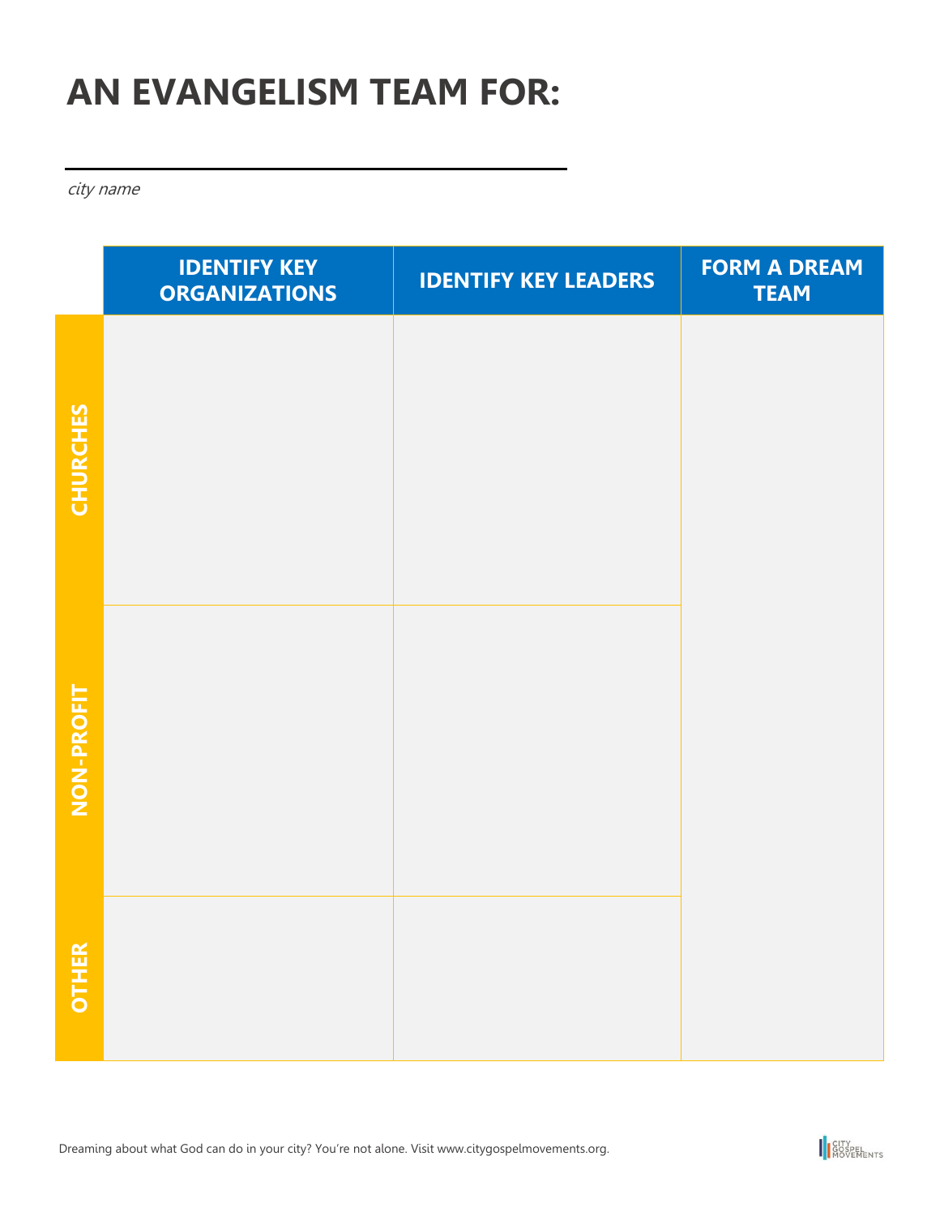# AN EVANGELISM TEAM FOR:

______________________________

*city name*

| | IDENTIFY KEY ORGANIZATIONS | IDENTIFY KEY LEADERS | FORM A DREAM TEAM |
|---|---|---|---|
| CHURCHES | | | |
| NON-PROFIT | | | |
| OTHER | | | |

Dreaming about what God can do in your city? You're not alone. Visit www.citygospelmovements.org.